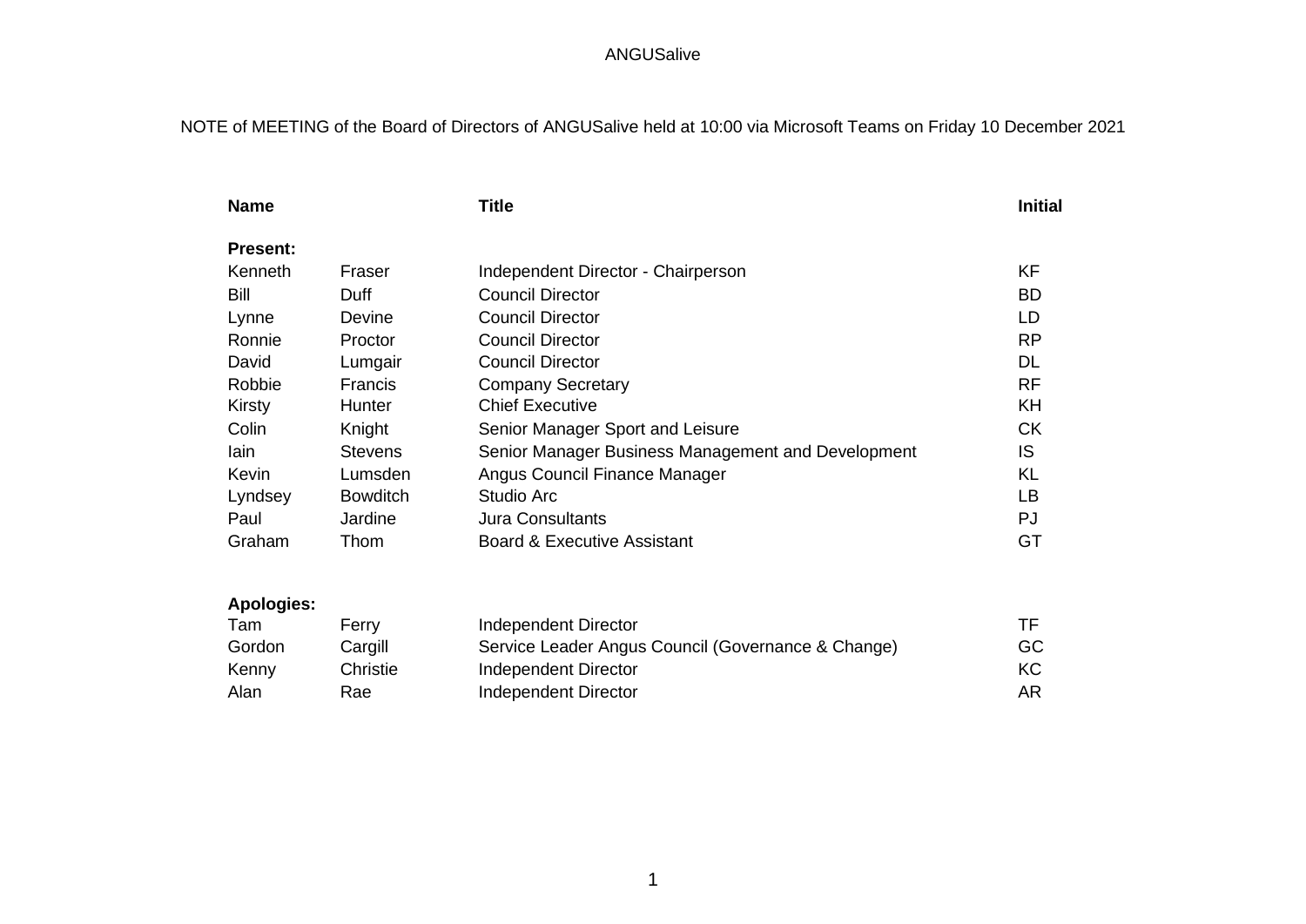ANGUSalive

NOTE of MEETING of the Board of Directors of ANGUSalive held at 10:00 via Microsoft Teams on Friday 10 December 2021

| **Name** | | **Title** | **Initial** |
|---|---|---|---|
| **Present:** | | | |
| Kenneth | Fraser | Independent Director - Chairperson | KF |
| Bill | Duff | Council Director | BD |
| Lynne | Devine | Council Director | LD |
| Ronnie | Proctor | Council Director | RP |
| David | Lumgair | Council Director | DL |
| Robbie | Francis | Company Secretary | RF |
| Kirsty | Hunter | Chief Executive | KH |
| Colin | Knight | Senior Manager Sport and Leisure | CK |
| Iain | Stevens | Senior Manager Business Management and Development | IS |
| Kevin | Lumsden | Angus Council Finance Manager | KL |
| Lyndsey | Bowditch | Studio Arc | LB |
| Paul | Jardine | Jura Consultants | PJ |
| Graham | Thom | Board & Executive Assistant | GT |
| | | | |
| **Apologies:** | | | |
| Tam | Ferry | Independent Director | TF |
| Gordon | Cargill | Service Leader Angus Council (Governance & Change) | GC |
| Kenny | Christie | Independent Director | KC |
| Alan | Rae | Independent Director | AR |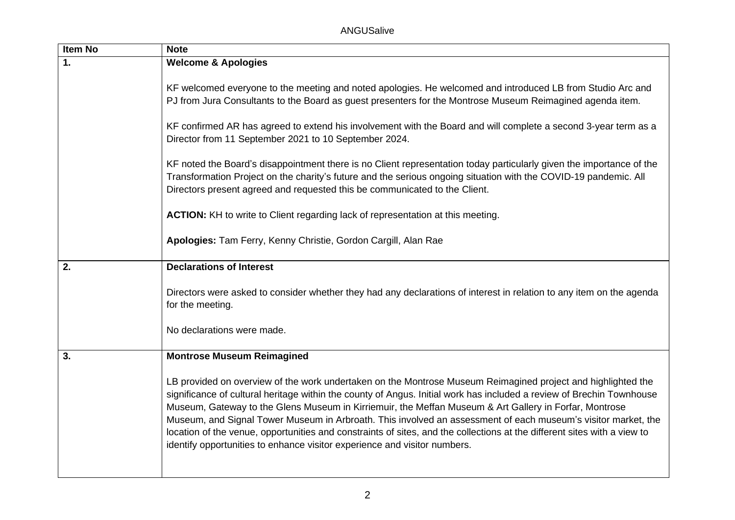| Item No | Note |
|---|---|
| **1.** | **Welcome & Apologies**<br><br>KF welcomed everyone to the meeting and noted apologies. He welcomed and introduced LB from Studio Arc and PJ from Jura Consultants to the Board as guest presenters for the Montrose Museum Reimagined agenda item.<br><br>KF confirmed AR has agreed to extend his involvement with the Board and will complete a second 3-year term as a Director from 11 September 2021 to 10 September 2024.<br><br>KF noted the Board's disappointment there is no Client representation today particularly given the importance of the Transformation Project on the charity's future and the serious ongoing situation with the COVID-19 pandemic. All Directors present agreed and requested this be communicated to the Client.<br><br>**ACTION:** KH to write to Client regarding lack of representation at this meeting.<br><br>**Apologies:** Tam Ferry, Kenny Christie, Gordon Cargill, Alan Rae |
| **2.** | **Declarations of Interest**<br><br>Directors were asked to consider whether they had any declarations of interest in relation to any item on the agenda for the meeting.<br><br>No declarations were made. |
| **3.** | **Montrose Museum Reimagined**<br><br>LB provided on overview of the work undertaken on the Montrose Museum Reimagined project and highlighted the significance of cultural heritage within the county of Angus. Initial work has included a review of Brechin Townhouse Museum, Gateway to the Glens Museum in Kirriemuir, the Meffan Museum & Art Gallery in Forfar, Montrose Museum, and Signal Tower Museum in Arbroath. This involved an assessment of each museum's visitor market, the location of the venue, opportunities and constraints of sites, and the collections at the different sites with a view to identify opportunities to enhance visitor experience and visitor numbers. |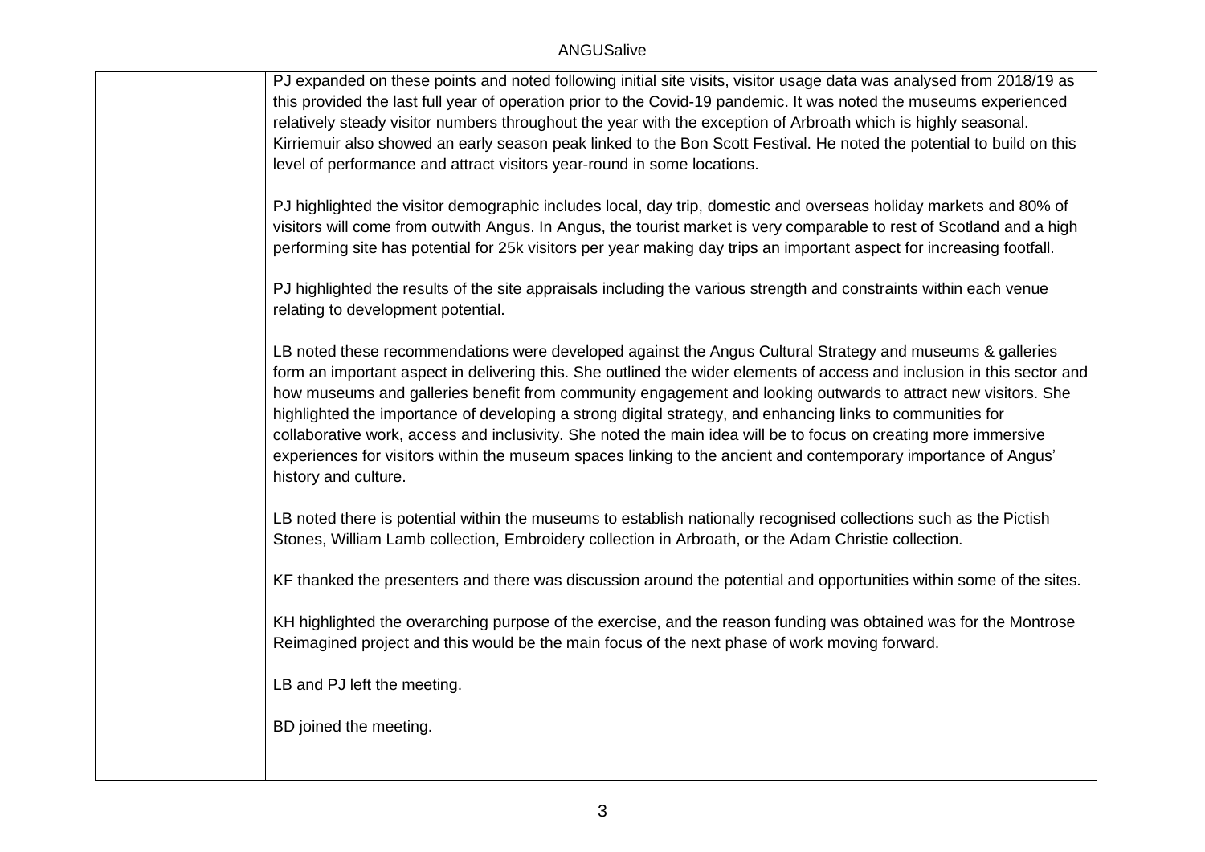PJ expanded on these points and noted following initial site visits, visitor usage data was analysed from 2018/19 as this provided the last full year of operation prior to the Covid-19 pandemic. It was noted the museums experienced relatively steady visitor numbers throughout the year with the exception of Arbroath which is highly seasonal. Kirriemuir also showed an early season peak linked to the Bon Scott Festival. He noted the potential to build on this level of performance and attract visitors year-round in some locations.

PJ highlighted the visitor demographic includes local, day trip, domestic and overseas holiday markets and 80% of visitors will come from outwith Angus. In Angus, the tourist market is very comparable to rest of Scotland and a high performing site has potential for 25k visitors per year making day trips an important aspect for increasing footfall.

PJ highlighted the results of the site appraisals including the various strength and constraints within each venue relating to development potential.

LB noted these recommendations were developed against the Angus Cultural Strategy and museums & galleries form an important aspect in delivering this. She outlined the wider elements of access and inclusion in this sector and how museums and galleries benefit from community engagement and looking outwards to attract new visitors. She highlighted the importance of developing a strong digital strategy, and enhancing links to communities for collaborative work, access and inclusivity. She noted the main idea will be to focus on creating more immersive experiences for visitors within the museum spaces linking to the ancient and contemporary importance of Angus' history and culture.

LB noted there is potential within the museums to establish nationally recognised collections such as the Pictish Stones, William Lamb collection, Embroidery collection in Arbroath, or the Adam Christie collection.

KF thanked the presenters and there was discussion around the potential and opportunities within some of the sites.

KH highlighted the overarching purpose of the exercise, and the reason funding was obtained was for the Montrose Reimagined project and this would be the main focus of the next phase of work moving forward.

LB and PJ left the meeting.

BD joined the meeting.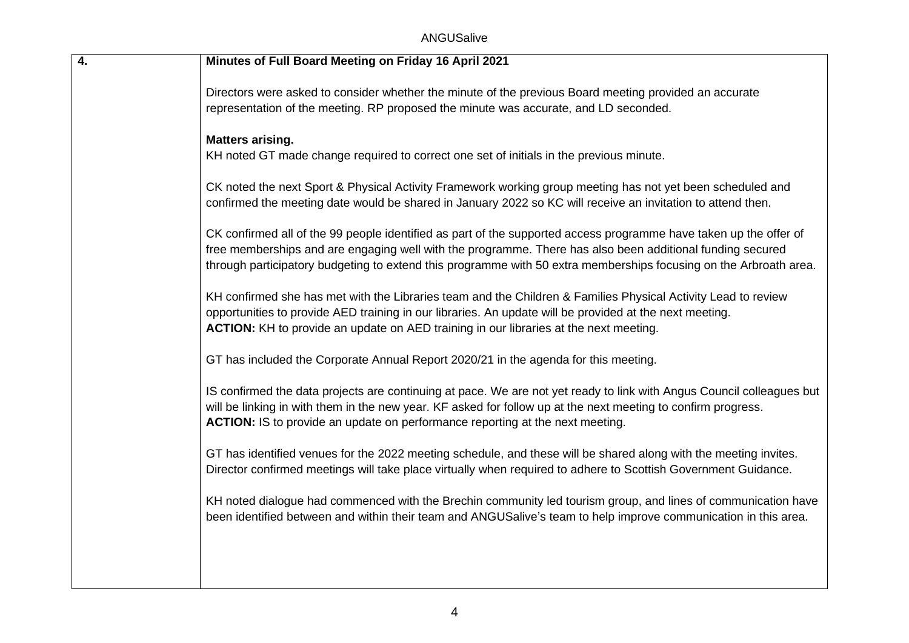| 4. | **Minutes of Full Board Meeting on Friday 16 April 2021** |
|---|---|

Directors were asked to consider whether the minute of the previous Board meeting provided an accurate representation of the meeting. RP proposed the minute was accurate, and LD seconded.

**Matters arising.**

KH noted GT made change required to correct one set of initials in the previous minute.

CK noted the next Sport & Physical Activity Framework working group meeting has not yet been scheduled and confirmed the meeting date would be shared in January 2022 so KC will receive an invitation to attend then.

CK confirmed all of the 99 people identified as part of the supported access programme have taken up the offer of free memberships and are engaging well with the programme. There has also been additional funding secured through participatory budgeting to extend this programme with 50 extra memberships focusing on the Arbroath area.

KH confirmed she has met with the Libraries team and the Children & Families Physical Activity Lead to review opportunities to provide AED training in our libraries. An update will be provided at the next meeting.
**ACTION:** KH to provide an update on AED training in our libraries at the next meeting.

GT has included the Corporate Annual Report 2020/21 in the agenda for this meeting.

IS confirmed the data projects are continuing at pace. We are not yet ready to link with Angus Council colleagues but will be linking in with them in the new year. KF asked for follow up at the next meeting to confirm progress.
**ACTION:** IS to provide an update on performance reporting at the next meeting.

GT has identified venues for the 2022 meeting schedule, and these will be shared along with the meeting invites. Director confirmed meetings will take place virtually when required to adhere to Scottish Government Guidance.

KH noted dialogue had commenced with the Brechin community led tourism group, and lines of communication have been identified between and within their team and ANGUSalive's team to help improve communication in this area.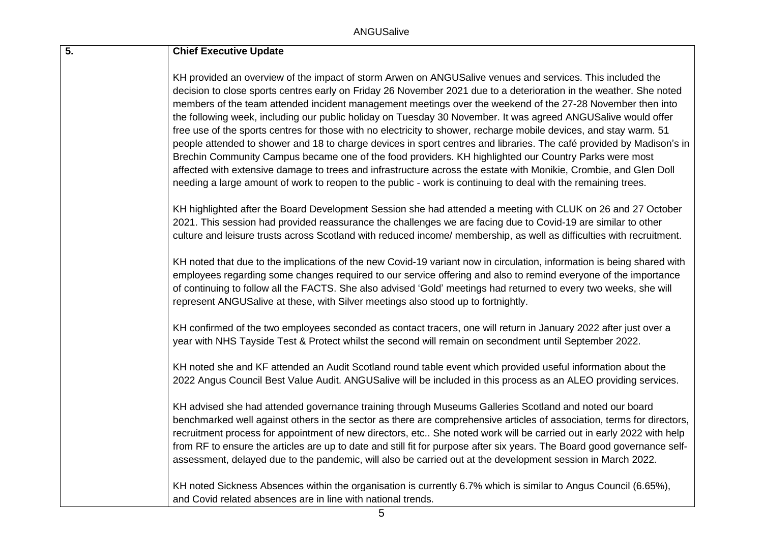| 5. | **Chief Executive Update** |
|---|---|
| | KH provided an overview of the impact of storm Arwen on ANGUSalive venues and services. This included the decision to close sports centres early on Friday 26 November 2021 due to a deterioration in the weather. She noted members of the team attended incident management meetings over the weekend of the 27-28 November then into the following week, including our public holiday on Tuesday 30 November. It was agreed ANGUSalive would offer free use of the sports centres for those with no electricity to shower, recharge mobile devices, and stay warm. 51 people attended to shower and 18 to charge devices in sport centres and libraries. The café provided by Madison's in Brechin Community Campus became one of the food providers. KH highlighted our Country Parks were most affected with extensive damage to trees and infrastructure across the estate with Monikie, Crombie, and Glen Doll needing a large amount of work to reopen to the public - work is continuing to deal with the remaining trees.<br><br>KH highlighted after the Board Development Session she had attended a meeting with CLUK on 26 and 27 October 2021. This session had provided reassurance the challenges we are facing due to Covid-19 are similar to other culture and leisure trusts across Scotland with reduced income/ membership, as well as difficulties with recruitment.<br><br>KH noted that due to the implications of the new Covid-19 variant now in circulation, information is being shared with employees regarding some changes required to our service offering and also to remind everyone of the importance of continuing to follow all the FACTS. She also advised 'Gold' meetings had returned to every two weeks, she will represent ANGUSalive at these, with Silver meetings also stood up to fortnightly.<br><br>KH confirmed of the two employees seconded as contact tracers, one will return in January 2022 after just over a year with NHS Tayside Test & Protect whilst the second will remain on secondment until September 2022.<br><br>KH noted she and KF attended an Audit Scotland round table event which provided useful information about the 2022 Angus Council Best Value Audit. ANGUSalive will be included in this process as an ALEO providing services.<br><br>KH advised she had attended governance training through Museums Galleries Scotland and noted our board benchmarked well against others in the sector as there are comprehensive articles of association, terms for directors, recruitment process for appointment of new directors, etc.. She noted work will be carried out in early 2022 with help from RF to ensure the articles are up to date and still fit for purpose after six years. The Board good governance self-assessment, delayed due to the pandemic, will also be carried out at the development session in March 2022.<br><br>KH noted Sickness Absences within the organisation is currently 6.7% which is similar to Angus Council (6.65%), and Covid related absences are in line with national trends. |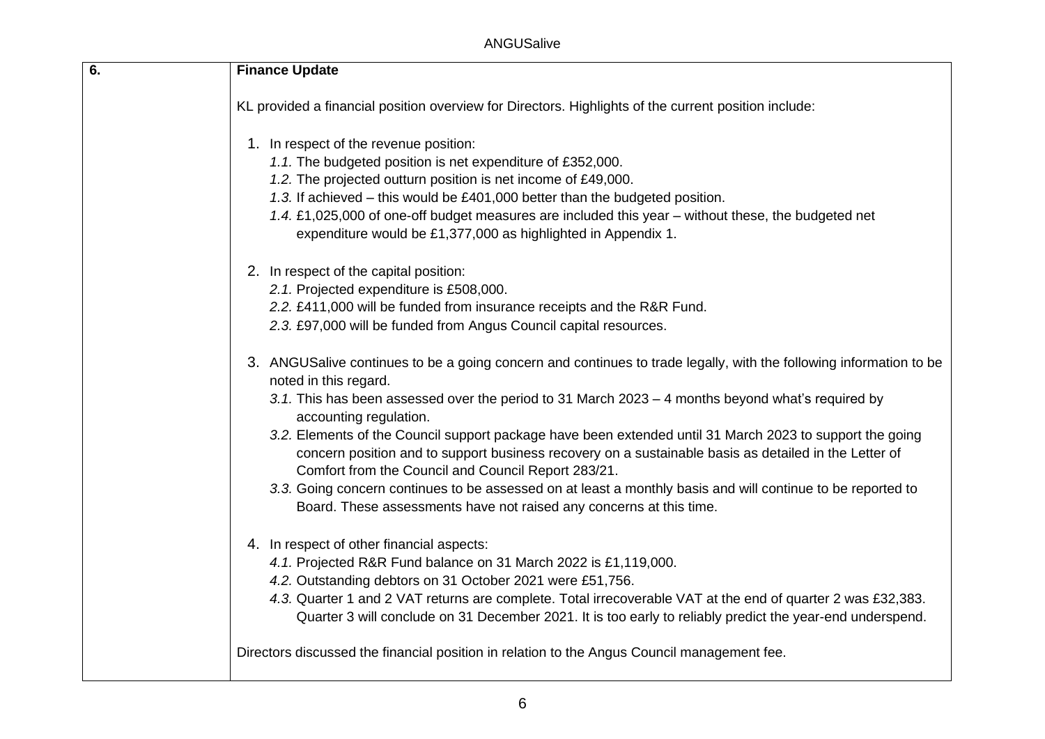| 6. | **Finance Update** |
| --- | --- |
| | KL provided a financial position overview for Directors. Highlights of the current position include:<br><br>1. In respect of the revenue position:<br>*1.1.* The budgeted position is net expenditure of £352,000.<br>*1.2.* The projected outturn position is net income of £49,000.<br>*1.3.* If achieved – this would be £401,000 better than the budgeted position.<br>*1.4.* £1,025,000 of one-off budget measures are included this year – without these, the budgeted net expenditure would be £1,377,000 as highlighted in Appendix 1.<br><br>2. In respect of the capital position:<br>*2.1.* Projected expenditure is £508,000.<br>*2.2.* £411,000 will be funded from insurance receipts and the R&R Fund.<br>*2.3.* £97,000 will be funded from Angus Council capital resources.<br><br>3. ANGUSalive continues to be a going concern and continues to trade legally, with the following information to be noted in this regard.<br>*3.1.* This has been assessed over the period to 31 March 2023 – 4 months beyond what's required by accounting regulation.<br>*3.2.* Elements of the Council support package have been extended until 31 March 2023 to support the going concern position and to support business recovery on a sustainable basis as detailed in the Letter of Comfort from the Council and Council Report 283/21.<br>*3.3.* Going concern continues to be assessed on at least a monthly basis and will continue to be reported to Board. These assessments have not raised any concerns at this time.<br><br>4. In respect of other financial aspects:<br>*4.1.* Projected R&R Fund balance on 31 March 2022 is £1,119,000.<br>*4.2.* Outstanding debtors on 31 October 2021 were £51,756.<br>*4.3.* Quarter 1 and 2 VAT returns are complete. Total irrecoverable VAT at the end of quarter 2 was £32,383. Quarter 3 will conclude on 31 December 2021. It is too early to reliably predict the year-end underspend.<br><br>Directors discussed the financial position in relation to the Angus Council management fee. |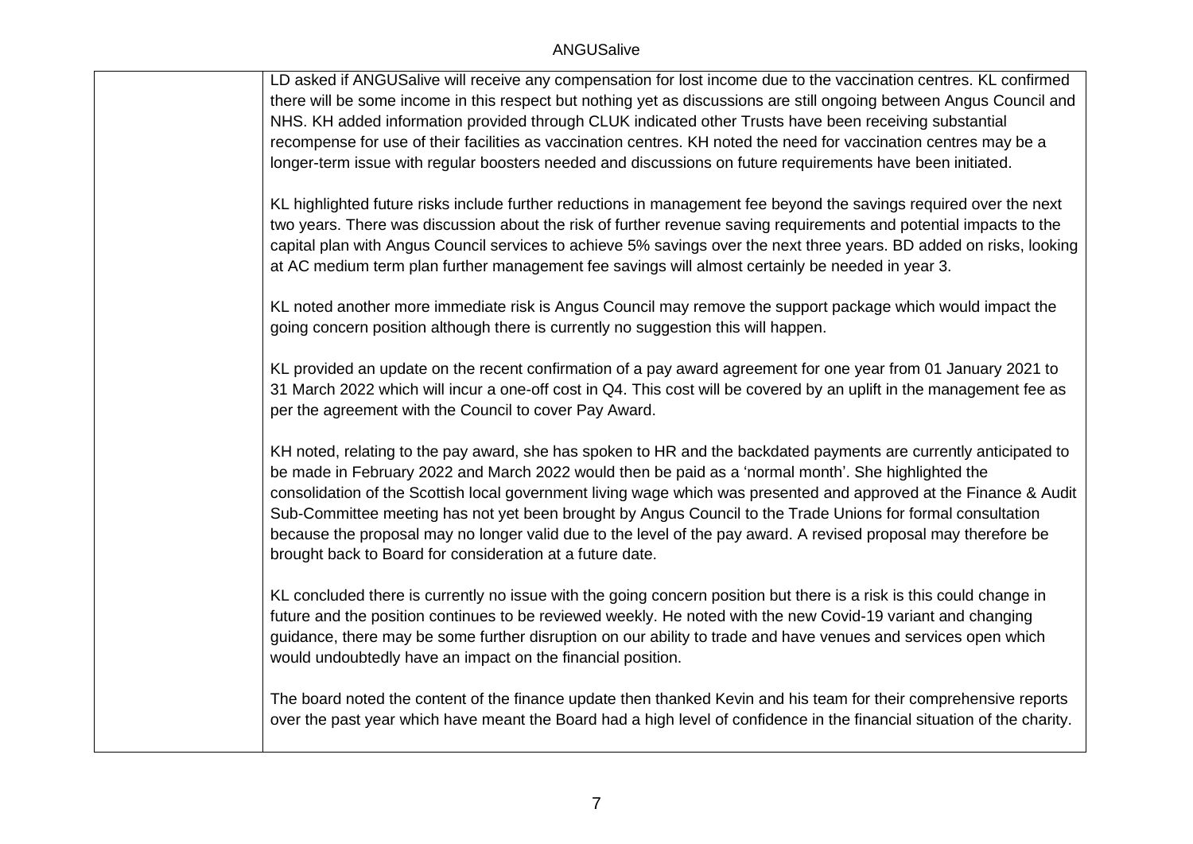| | |
|---|---|
| | LD asked if ANGUSalive will receive any compensation for lost income due to the vaccination centres. KL confirmed there will be some income in this respect but nothing yet as discussions are still ongoing between Angus Council and NHS. KH added information provided through CLUK indicated other Trusts have been receiving substantial recompense for use of their facilities as vaccination centres. KH noted the need for vaccination centres may be a longer-term issue with regular boosters needed and discussions on future requirements have been initiated.<br><br>KL highlighted future risks include further reductions in management fee beyond the savings required over the next two years. There was discussion about the risk of further revenue saving requirements and potential impacts to the capital plan with Angus Council services to achieve 5% savings over the next three years. BD added on risks, looking at AC medium term plan further management fee savings will almost certainly be needed in year 3.<br><br>KL noted another more immediate risk is Angus Council may remove the support package which would impact the going concern position although there is currently no suggestion this will happen.<br><br>KL provided an update on the recent confirmation of a pay award agreement for one year from 01 January 2021 to 31 March 2022 which will incur a one-off cost in Q4. This cost will be covered by an uplift in the management fee as per the agreement with the Council to cover Pay Award.<br><br>KH noted, relating to the pay award, she has spoken to HR and the backdated payments are currently anticipated to be made in February 2022 and March 2022 would then be paid as a 'normal month'. She highlighted the consolidation of the Scottish local government living wage which was presented and approved at the Finance & Audit Sub-Committee meeting has not yet been brought by Angus Council to the Trade Unions for formal consultation because the proposal may no longer valid due to the level of the pay award. A revised proposal may therefore be brought back to Board for consideration at a future date.<br><br>KL concluded there is currently no issue with the going concern position but there is a risk is this could change in future and the position continues to be reviewed weekly. He noted with the new Covid-19 variant and changing guidance, there may be some further disruption on our ability to trade and have venues and services open which would undoubtedly have an impact on the financial position.<br><br>The board noted the content of the finance update then thanked Kevin and his team for their comprehensive reports over the past year which have meant the Board had a high level of confidence in the financial situation of the charity. |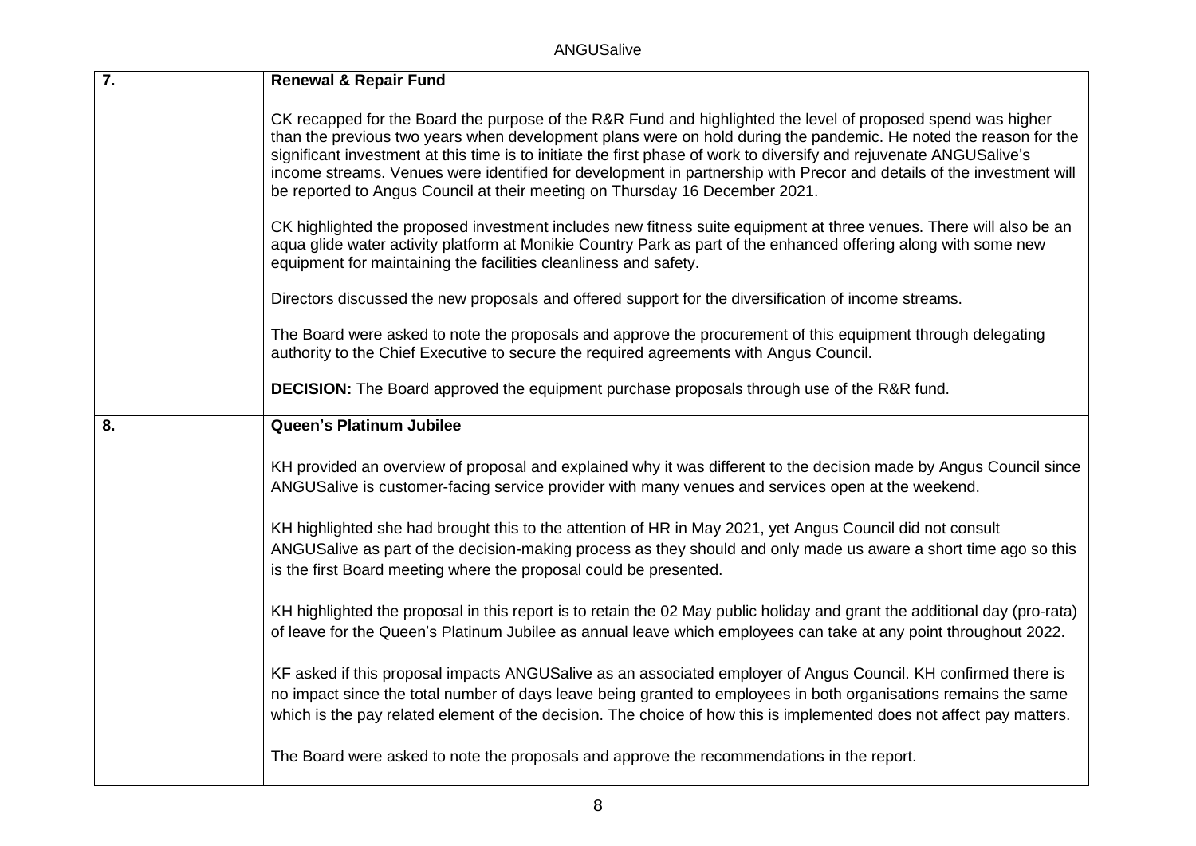| | |
|---|---|
| **7.** | **Renewal & Repair Fund**<br><br>CK recapped for the Board the purpose of the R&R Fund and highlighted the level of proposed spend was higher than the previous two years when development plans were on hold during the pandemic. He noted the reason for the significant investment at this time is to initiate the first phase of work to diversify and rejuvenate ANGUSalive's income streams. Venues were identified for development in partnership with Precor and details of the investment will be reported to Angus Council at their meeting on Thursday 16 December 2021.<br><br>CK highlighted the proposed investment includes new fitness suite equipment at three venues. There will also be an aqua glide water activity platform at Monikie Country Park as part of the enhanced offering along with some new equipment for maintaining the facilities cleanliness and safety.<br><br>Directors discussed the new proposals and offered support for the diversification of income streams.<br><br>The Board were asked to note the proposals and approve the procurement of this equipment through delegating authority to the Chief Executive to secure the required agreements with Angus Council.<br><br>**DECISION:** The Board approved the equipment purchase proposals through use of the R&R fund. |
| **8.** | **Queen's Platinum Jubilee**<br><br>KH provided an overview of proposal and explained why it was different to the decision made by Angus Council since ANGUSalive is customer-facing service provider with many venues and services open at the weekend.<br><br>KH highlighted she had brought this to the attention of HR in May 2021, yet Angus Council did not consult ANGUSalive as part of the decision-making process as they should and only made us aware a short time ago so this is the first Board meeting where the proposal could be presented.<br><br>KH highlighted the proposal in this report is to retain the 02 May public holiday and grant the additional day (pro-rata) of leave for the Queen's Platinum Jubilee as annual leave which employees can take at any point throughout 2022.<br><br>KF asked if this proposal impacts ANGUSalive as an associated employer of Angus Council. KH confirmed there is no impact since the total number of days leave being granted to employees in both organisations remains the same which is the pay related element of the decision. The choice of how this is implemented does not affect pay matters.<br><br>The Board were asked to note the proposals and approve the recommendations in the report. |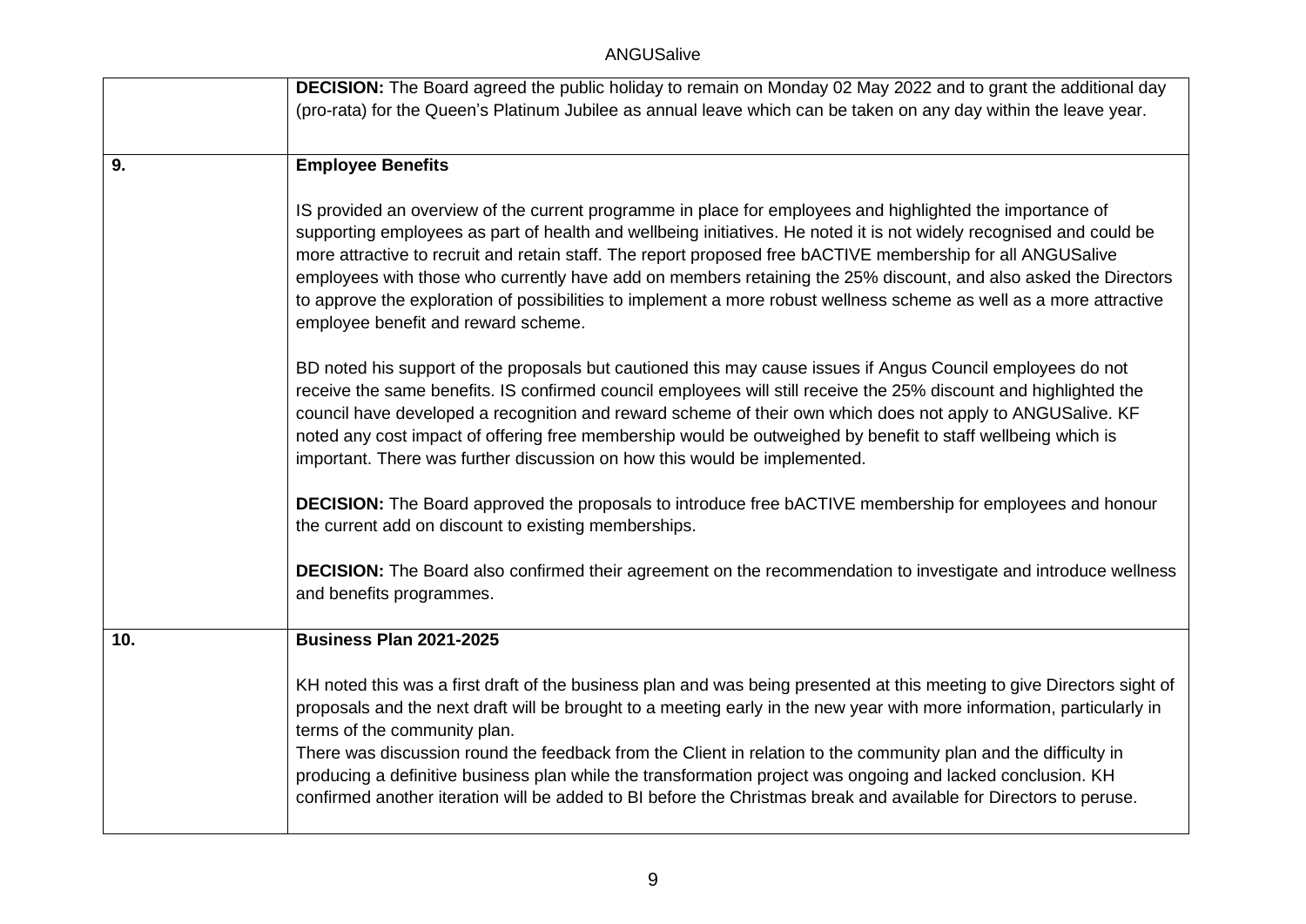| | |
|---|---|
| | **DECISION:** The Board agreed the public holiday to remain on Monday 02 May 2022 and to grant the additional day (pro-rata) for the Queen's Platinum Jubilee as annual leave which can be taken on any day within the leave year. |
| **9.** | **Employee Benefits**<br><br>IS provided an overview of the current programme in place for employees and highlighted the importance of supporting employees as part of health and wellbeing initiatives. He noted it is not widely recognised and could be more attractive to recruit and retain staff. The report proposed free bACTIVE membership for all ANGUSalive employees with those who currently have add on members retaining the 25% discount, and also asked the Directors to approve the exploration of possibilities to implement a more robust wellness scheme as well as a more attractive employee benefit and reward scheme.<br><br>BD noted his support of the proposals but cautioned this may cause issues if Angus Council employees do not receive the same benefits. IS confirmed council employees will still receive the 25% discount and highlighted the council have developed a recognition and reward scheme of their own which does not apply to ANGUSalive. KF noted any cost impact of offering free membership would be outweighed by benefit to staff wellbeing which is important. There was further discussion on how this would be implemented.<br><br>**DECISION:** The Board approved the proposals to introduce free bACTIVE membership for employees and honour the current add on discount to existing memberships.<br><br>**DECISION:** The Board also confirmed their agreement on the recommendation to investigate and introduce wellness and benefits programmes. |
| **10.** | **Business Plan 2021-2025**<br><br>KH noted this was a first draft of the business plan and was being presented at this meeting to give Directors sight of proposals and the next draft will be brought to a meeting early in the new year with more information, particularly in terms of the community plan.<br>There was discussion round the feedback from the Client in relation to the community plan and the difficulty in producing a definitive business plan while the transformation project was ongoing and lacked conclusion. KH confirmed another iteration will be added to BI before the Christmas break and available for Directors to peruse. |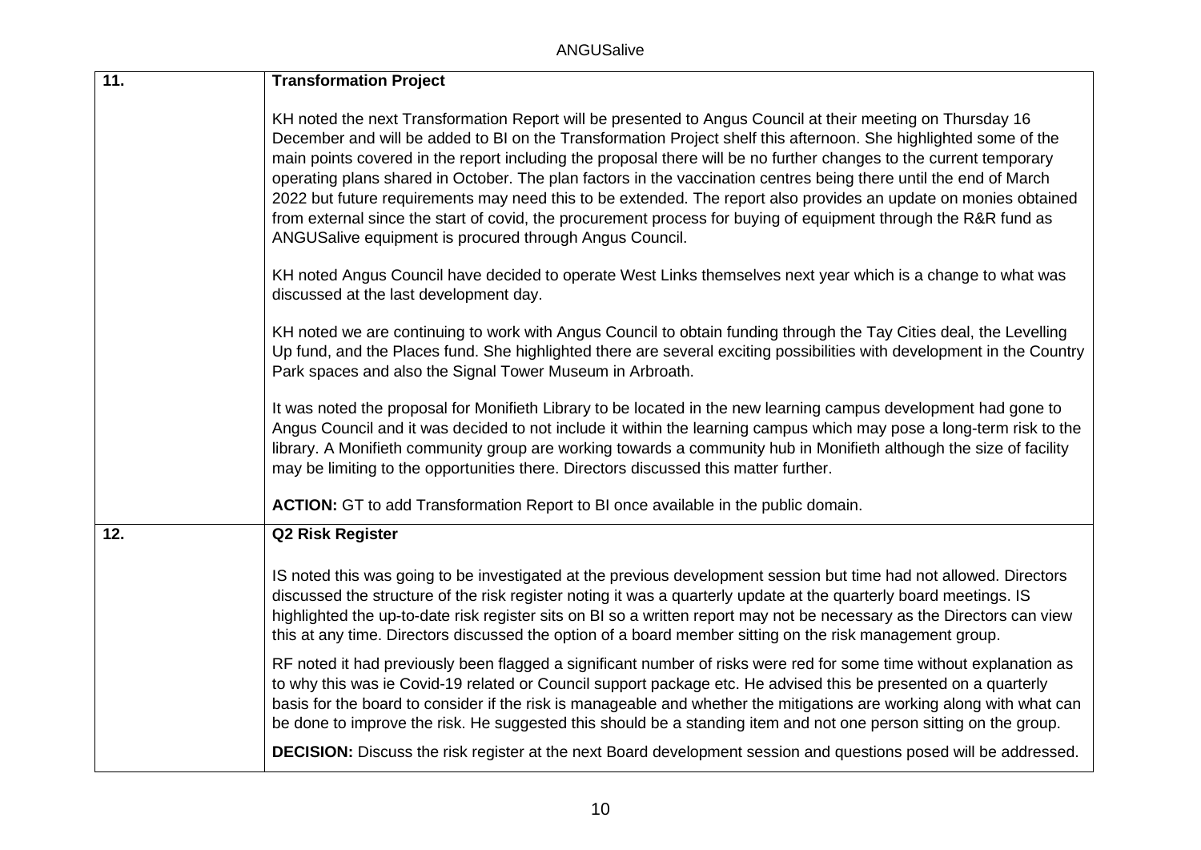| 11. | **Transformation Project**<br><br>KH noted the next Transformation Report will be presented to Angus Council at their meeting on Thursday 16 December and will be added to BI on the Transformation Project shelf this afternoon. She highlighted some of the main points covered in the report including the proposal there will be no further changes to the current temporary operating plans shared in October. The plan factors in the vaccination centres being there until the end of March 2022 but future requirements may need this to be extended. The report also provides an update on monies obtained from external since the start of covid, the procurement process for buying of equipment through the R&R fund as ANGUSalive equipment is procured through Angus Council.<br><br>KH noted Angus Council have decided to operate West Links themselves next year which is a change to what was discussed at the last development day.<br><br>KH noted we are continuing to work with Angus Council to obtain funding through the Tay Cities deal, the Levelling Up fund, and the Places fund. She highlighted there are several exciting possibilities with development in the Country Park spaces and also the Signal Tower Museum in Arbroath.<br><br>It was noted the proposal for Monifieth Library to be located in the new learning campus development had gone to Angus Council and it was decided to not include it within the learning campus which may pose a long-term risk to the library. A Monifieth community group are working towards a community hub in Monifieth although the size of facility may be limiting to the opportunities there. Directors discussed this matter further.<br><br>**ACTION:** GT to add Transformation Report to BI once available in the public domain. |
|---|---|
| 12. | **Q2 Risk Register**<br><br>IS noted this was going to be investigated at the previous development session but time had not allowed. Directors discussed the structure of the risk register noting it was a quarterly update at the quarterly board meetings. IS highlighted the up-to-date risk register sits on BI so a written report may not be necessary as the Directors can view this at any time. Directors discussed the option of a board member sitting on the risk management group.<br><br>RF noted it had previously been flagged a significant number of risks were red for some time without explanation as to why this was ie Covid-19 related or Council support package etc. He advised this be presented on a quarterly basis for the board to consider if the risk is manageable and whether the mitigations are working along with what can be done to improve the risk. He suggested this should be a standing item and not one person sitting on the group.<br><br>**DECISION:** Discuss the risk register at the next Board development session and questions posed will be addressed. |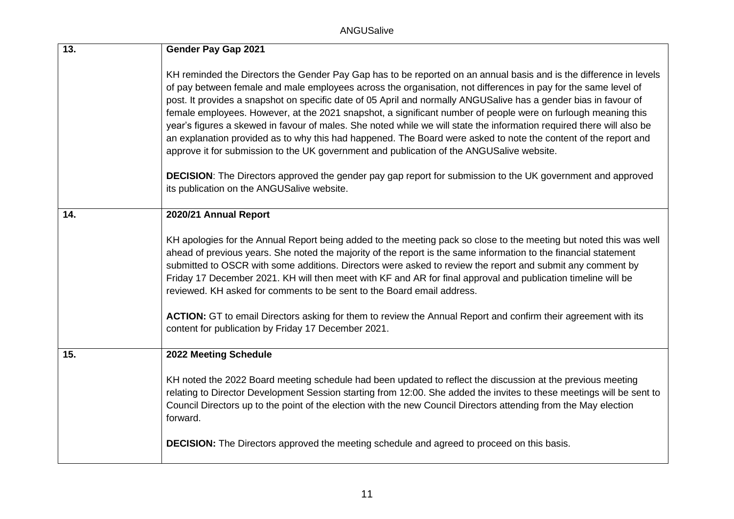| | |
|---|---|
| **13.** | **Gender Pay Gap 2021**<br><br>KH reminded the Directors the Gender Pay Gap has to be reported on an annual basis and is the difference in levels of pay between female and male employees across the organisation, not differences in pay for the same level of post. It provides a snapshot on specific date of 05 April and normally ANGUSalive has a gender bias in favour of female employees. However, at the 2021 snapshot, a significant number of people were on furlough meaning this year's figures a skewed in favour of males. She noted while we will state the information required there will also be an explanation provided as to why this had happened. The Board were asked to note the content of the report and approve it for submission to the UK government and publication of the ANGUSalive website.<br><br>**DECISION**: The Directors approved the gender pay gap report for submission to the UK government and approved its publication on the ANGUSalive website. |
| **14.** | **2020/21 Annual Report**<br><br>KH apologies for the Annual Report being added to the meeting pack so close to the meeting but noted this was well ahead of previous years. She noted the majority of the report is the same information to the financial statement submitted to OSCR with some additions. Directors were asked to review the report and submit any comment by Friday 17 December 2021. KH will then meet with KF and AR for final approval and publication timeline will be reviewed. KH asked for comments to be sent to the Board email address.<br><br>**ACTION:** GT to email Directors asking for them to review the Annual Report and confirm their agreement with its content for publication by Friday 17 December 2021. |
| **15.** | **2022 Meeting Schedule**<br><br>KH noted the 2022 Board meeting schedule had been updated to reflect the discussion at the previous meeting relating to Director Development Session starting from 12:00. She added the invites to these meetings will be sent to Council Directors up to the point of the election with the new Council Directors attending from the May election forward.<br><br>**DECISION:** The Directors approved the meeting schedule and agreed to proceed on this basis. |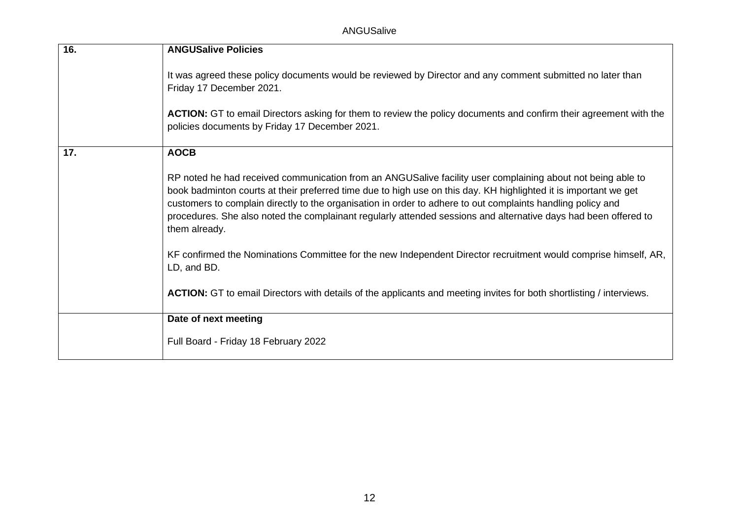| | |
|---|---|
| **16.** | **ANGUSalive Policies**<br><br>It was agreed these policy documents would be reviewed by Director and any comment submitted no later than Friday 17 December 2021.<br><br>**ACTION:** GT to email Directors asking for them to review the policy documents and confirm their agreement with the policies documents by Friday 17 December 2021. |
| **17.** | **AOCB**<br><br>RP noted he had received communication from an ANGUSalive facility user complaining about not being able to book badminton courts at their preferred time due to high use on this day. KH highlighted it is important we get customers to complain directly to the organisation in order to adhere to out complaints handling policy and procedures. She also noted the complainant regularly attended sessions and alternative days had been offered to them already.<br><br>KF confirmed the Nominations Committee for the new Independent Director recruitment would comprise himself, AR, LD, and BD.<br><br>**ACTION:** GT to email Directors with details of the applicants and meeting invites for both shortlisting / interviews. |
| | **Date of next meeting**<br><br>Full Board - Friday 18 February 2022 |